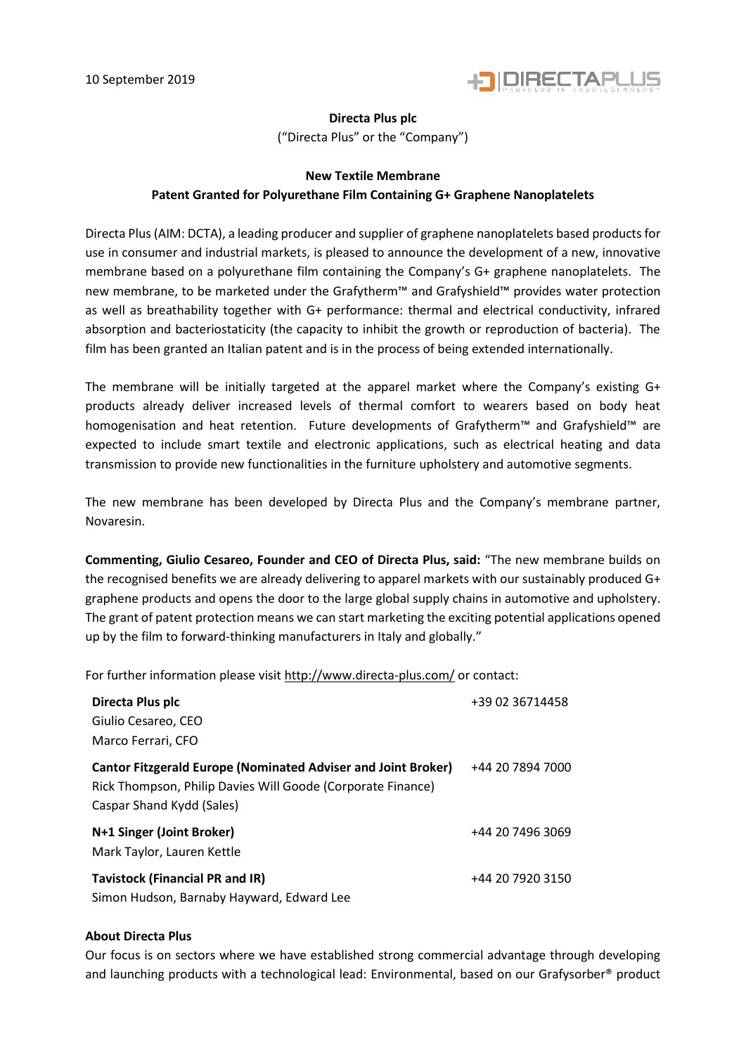10 September 2019

**Directa Plus plc**

("Directa Plus" or the "Company")

**New Textile Membrane**

**Patent Granted for Polyurethane Film Containing G+ Graphene Nanoplatelets**

Directa Plus (AIM: DCTA), a leading producer and supplier of graphene nanoplatelets based products for use in consumer and industrial markets, is pleased to announce the development of a new, innovative membrane based on a polyurethane film containing the Company's G+ graphene nanoplatelets. The new membrane, to be marketed under the Grafytherm™ and Grafyshield™ provides water protection as well as breathability together with G+ performance: thermal and electrical conductivity, infrared absorption and bacteriostaticity (the capacity to inhibit the growth or reproduction of bacteria). The film has been granted an Italian patent and is in the process of being extended internationally.

The membrane will be initially targeted at the apparel market where the Company's existing G+ products already deliver increased levels of thermal comfort to wearers based on body heat homogenisation and heat retention. Future developments of Grafytherm™ and Grafyshield™ are expected to include smart textile and electronic applications, such as electrical heating and data transmission to provide new functionalities in the furniture upholstery and automotive segments.

The new membrane has been developed by Directa Plus and the Company's membrane partner, Novaresin.

**Commenting, Giulio Cesareo, Founder and CEO of Directa Plus, said:** "The new membrane builds on the recognised benefits we are already delivering to apparel markets with our sustainably produced G+ graphene products and opens the door to the large global supply chains in automotive and upholstery. The grant of patent protection means we can start marketing the exciting potential applications opened up by the film to forward-thinking manufacturers in Italy and globally."

For further information please visit http://www.directa-plus.com/ or contact:

| | |
|---|---|
| **Directa Plus plc**<br>Giulio Cesareo, CEO<br>Marco Ferrari, CFO | +39 02 36714458 |
| **Cantor Fitzgerald Europe (Nominated Adviser and Joint Broker)**<br>Rick Thompson, Philip Davies Will Goode (Corporate Finance)<br>Caspar Shand Kydd (Sales) | +44 20 7894 7000 |
| **N+1 Singer (Joint Broker)**<br>Mark Taylor, Lauren Kettle | +44 20 7496 3069 |
| **Tavistock (Financial PR and IR)**<br>Simon Hudson, Barnaby Hayward, Edward Lee | +44 20 7920 3150 |

**About Directa Plus**

Our focus is on sectors where we have established strong commercial advantage through developing and launching products with a technological lead: Environmental, based on our Grafysorber® product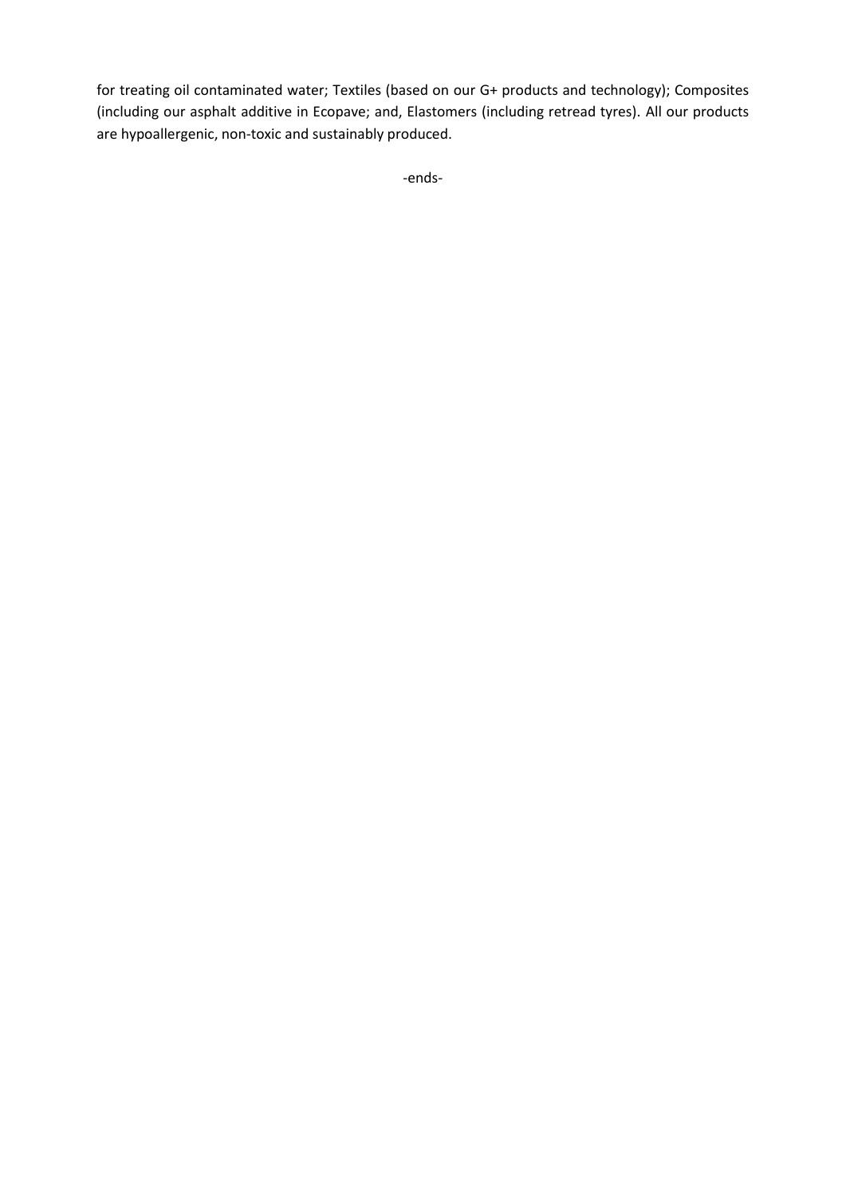for treating oil contaminated water; Textiles (based on our G+ products and technology); Composites (including our asphalt additive in Ecopave; and, Elastomers (including retread tyres). All our products are hypoallergenic, non-toxic and sustainably produced.

-ends-